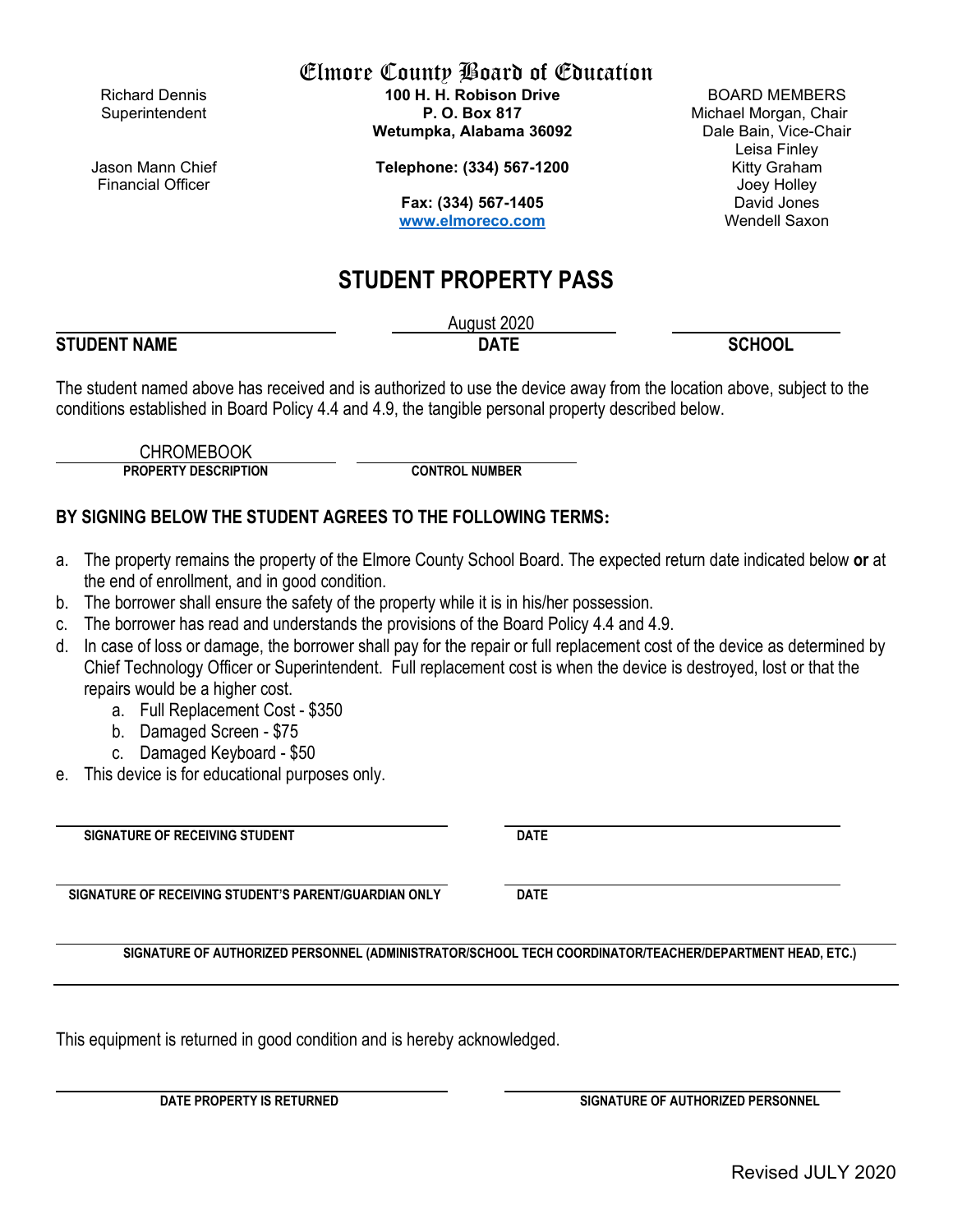# Elmore County Board of Education

Richard Dennis
Superintendent

Jason Mann Chief Financial Officer

**100 H. H. Robison Drive**
**P. O. Box 817**
**Wetumpka, Alabama 36092**

**Telephone: (334) 567-1200**

**Fax: (334) 567-1405**
**www.elmoreco.com**

BOARD MEMBERS
Michael Morgan, Chair
Dale Bain, Vice-Chair
Leisa Finley
Kitty Graham
Joey Holley
David Jones
Wendell Saxon

## STUDENT PROPERTY PASS

| ______________________ | August 2020 | ______________________ |
|---|---|---|
| **STUDENT NAME** | **DATE** | **SCHOOL** |

The student named above has received and is authorized to use the device away from the location above, subject to the conditions established in Board Policy 4.4 and 4.9, the tangible personal property described below.

| CHROMEBOOK | ______________________ |
|---|---|
| **PROPERTY DESCRIPTION** | **CONTROL NUMBER** |

### BY SIGNING BELOW THE STUDENT AGREES TO THE FOLLOWING TERMS:

a. The property remains the property of the Elmore County School Board. The expected return date indicated below **or** at the end of enrollment, and in good condition.
b. The borrower shall ensure the safety of the property while it is in his/her possession.
c. The borrower has read and understands the provisions of the Board Policy 4.4 and 4.9.
d. In case of loss or damage, the borrower shall pay for the repair or full replacement cost of the device as determined by Chief Technology Officer or Superintendent. Full replacement cost is when the device is destroyed, lost or that the repairs would be a higher cost.
   a. Full Replacement Cost - $350
   b. Damaged Screen - $75
   c. Damaged Keyboard - $50
e. This device is for educational purposes only.

______________________ ______________________
**SIGNATURE OF RECEIVING STUDENT** **DATE**

______________________ ______________________
**SIGNATURE OF RECEIVING STUDENT'S PARENT/GUARDIAN ONLY** **DATE**

______________________
**SIGNATURE OF AUTHORIZED PERSONNEL (ADMINISTRATOR/SCHOOL TECH COORDINATOR/TEACHER/DEPARTMENT HEAD, ETC.)**

---

This equipment is returned in good condition and is hereby acknowledged.

______________________ ______________________
**DATE PROPERTY IS RETURNED** **SIGNATURE OF AUTHORIZED PERSONNEL**

Revised JULY 2020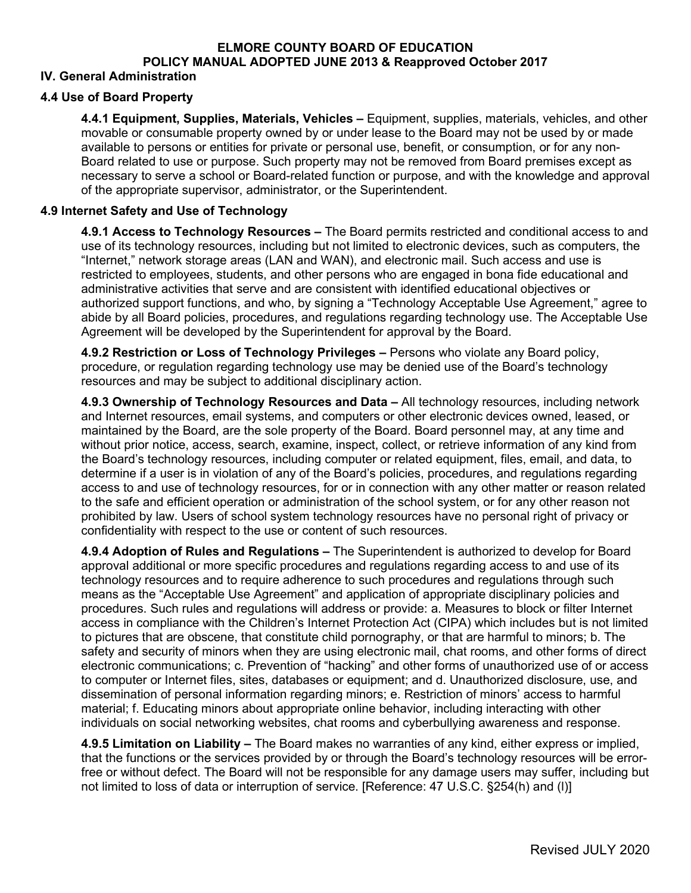# ELMORE COUNTY BOARD OF EDUCATION
# POLICY MANUAL ADOPTED JUNE 2013 & Reapproved October 2017

## IV. General Administration

### 4.4 Use of Board Property

**4.4.1 Equipment, Supplies, Materials, Vehicles –** Equipment, supplies, materials, vehicles, and other movable or consumable property owned by or under lease to the Board may not be used by or made available to persons or entities for private or personal use, benefit, or consumption, or for any non-Board related to use or purpose. Such property may not be removed from Board premises except as necessary to serve a school or Board-related function or purpose, and with the knowledge and approval of the appropriate supervisor, administrator, or the Superintendent.

### 4.9 Internet Safety and Use of Technology

**4.9.1 Access to Technology Resources –** The Board permits restricted and conditional access to and use of its technology resources, including but not limited to electronic devices, such as computers, the "Internet," network storage areas (LAN and WAN), and electronic mail. Such access and use is restricted to employees, students, and other persons who are engaged in bona fide educational and administrative activities that serve and are consistent with identified educational objectives or authorized support functions, and who, by signing a "Technology Acceptable Use Agreement," agree to abide by all Board policies, procedures, and regulations regarding technology use. The Acceptable Use Agreement will be developed by the Superintendent for approval by the Board.

**4.9.2 Restriction or Loss of Technology Privileges –** Persons who violate any Board policy, procedure, or regulation regarding technology use may be denied use of the Board's technology resources and may be subject to additional disciplinary action.

**4.9.3 Ownership of Technology Resources and Data –** All technology resources, including network and Internet resources, email systems, and computers or other electronic devices owned, leased, or maintained by the Board, are the sole property of the Board. Board personnel may, at any time and without prior notice, access, search, examine, inspect, collect, or retrieve information of any kind from the Board's technology resources, including computer or related equipment, files, email, and data, to determine if a user is in violation of any of the Board's policies, procedures, and regulations regarding access to and use of technology resources, for or in connection with any other matter or reason related to the safe and efficient operation or administration of the school system, or for any other reason not prohibited by law. Users of school system technology resources have no personal right of privacy or confidentiality with respect to the use or content of such resources.

**4.9.4 Adoption of Rules and Regulations –** The Superintendent is authorized to develop for Board approval additional or more specific procedures and regulations regarding access to and use of its technology resources and to require adherence to such procedures and regulations through such means as the "Acceptable Use Agreement" and application of appropriate disciplinary policies and procedures. Such rules and regulations will address or provide: a. Measures to block or filter Internet access in compliance with the Children's Internet Protection Act (CIPA) which includes but is not limited to pictures that are obscene, that constitute child pornography, or that are harmful to minors; b. The safety and security of minors when they are using electronic mail, chat rooms, and other forms of direct electronic communications; c. Prevention of "hacking" and other forms of unauthorized use of or access to computer or Internet files, sites, databases or equipment; and d. Unauthorized disclosure, use, and dissemination of personal information regarding minors; e. Restriction of minors' access to harmful material; f. Educating minors about appropriate online behavior, including interacting with other individuals on social networking websites, chat rooms and cyberbullying awareness and response.

**4.9.5 Limitation on Liability –** The Board makes no warranties of any kind, either express or implied, that the functions or the services provided by or through the Board's technology resources will be error-free or without defect. The Board will not be responsible for any damage users may suffer, including but not limited to loss of data or interruption of service. [Reference: 47 U.S.C. §254(h) and (l)]

Revised JULY 2020